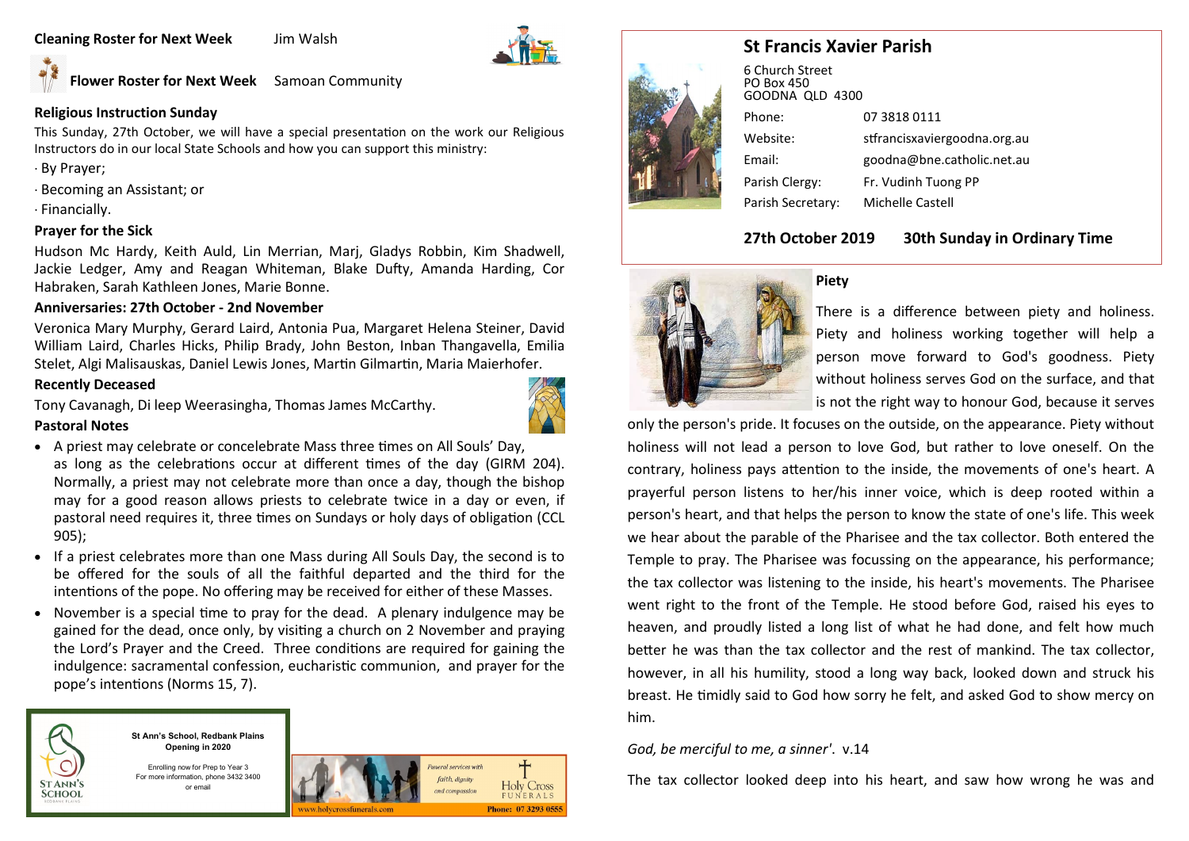## St Francis Xavier Parish

6 Church Street
PO Box 450
GOODNA QLD 4300

| | |
|---|---|
| Phone: | 07 3818 0111 |
| Website: | stfrancisxaviergoodna.org.au |
| Email: | goodna@bne.catholic.net.au |
| Parish Clergy: | Fr. Vudinh Tuong PP |
| Parish Secretary: | Michelle Castell |

**27th October 2019 30th Sunday in Ordinary Time**

### Piety

There is a difference between piety and holiness. Piety and holiness working together will help a person move forward to God's goodness. Piety without holiness serves God on the surface, and that is not the right way to honour God, because it serves only the person's pride. It focuses on the outside, on the appearance. Piety without holiness will not lead a person to love God, but rather to love oneself. On the contrary, holiness pays attention to the inside, the movements of one's heart. A prayerful person listens to her/his inner voice, which is deep rooted within a person's heart, and that helps the person to know the state of one's life. This week we hear about the parable of the Pharisee and the tax collector. Both entered the Temple to pray. The Pharisee was focussing on the appearance, his performance; the tax collector was listening to the inside, his heart's movements. The Pharisee went right to the front of the Temple. He stood before God, raised his eyes to heaven, and proudly listed a long list of what he had done, and felt how much better he was than the tax collector and the rest of mankind. The tax collector, however, in all his humility, stood a long way back, looked down and struck his breast. He timidly said to God how sorry he felt, and asked God to show mercy on him.

*God, be merciful to me, a sinner'*. v.14

The tax collector looked deep into his heart, and saw how wrong he was and

**Cleaning Roster for Next Week** Jim Walsh

**Flower Roster for Next Week** Samoan Community

### Religious Instruction Sunday

This Sunday, 27th October, we will have a special presentation on the work our Religious Instructors do in our local State Schools and how you can support this ministry:

· By Prayer;

· Becoming an Assistant; or

· Financially.

### Prayer for the Sick

Hudson Mc Hardy, Keith Auld, Lin Merrian, Marj, Gladys Robbin, Kim Shadwell, Jackie Ledger, Amy and Reagan Whiteman, Blake Dufty, Amanda Harding, Cor Habraken, Sarah Kathleen Jones, Marie Bonne.

### Anniversaries: 27th October - 2nd November

Veronica Mary Murphy, Gerard Laird, Antonia Pua, Margaret Helena Steiner, David William Laird, Charles Hicks, Philip Brady, John Beston, Inban Thangavella, Emilia Stelet, Algi Malisauskas, Daniel Lewis Jones, Martin Gilmartin, Maria Maierhofer.

### Recently Deceased

Tony Cavanagh, Di leep Weerasingha, Thomas James McCarthy.

### Pastoral Notes

- A priest may celebrate or concelebrate Mass three times on All Souls' Day, as long as the celebrations occur at different times of the day (GIRM 204). Normally, a priest may not celebrate more than once a day, though the bishop may for a good reason allows priests to celebrate twice in a day or even, if pastoral need requires it, three times on Sundays or holy days of obligation (CCL 905);
- If a priest celebrates more than one Mass during All Souls Day, the second is to be offered for the souls of all the faithful departed and the third for the intentions of the pope. No offering may be received for either of these Masses.
- November is a special time to pray for the dead. A plenary indulgence may be gained for the dead, once only, by visiting a church on 2 November and praying the Lord's Prayer and the Creed. Three conditions are required for gaining the indulgence: sacramental confession, eucharistic communion, and prayer for the pope's intentions (Norms 15, 7).

**St Ann's School, Redbank Plains**
**Opening in 2020**

Enrolling now for Prep to Year 3
For more information, phone 3432 3400
or email

ST ANN'S SCHOOL

Funeral services with faith, dignity and compassion

Holy Cross FUNERALS

www.holycrossfunerals.com Phone: 07 3293 0555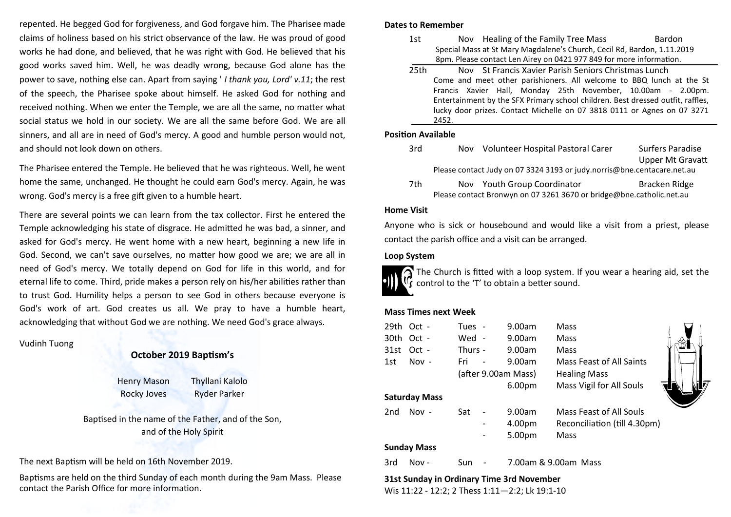repented. He begged God for forgiveness, and God forgave him. The Pharisee made claims of holiness based on his strict observance of the law. He was proud of good works he had done, and believed, that he was right with God. He believed that his good works saved him. Well, he was deadly wrong, because God alone has the power to save, nothing else can. Apart from saying ' *I thank you, Lord' v.11*; the rest of the speech, the Pharisee spoke about himself. He asked God for nothing and received nothing. When we enter the Temple, we are all the same, no matter what social status we hold in our society. We are all the same before God. We are all sinners, and all are in need of God's mercy. A good and humble person would not, and should not look down on others.

The Pharisee entered the Temple. He believed that he was righteous. Well, he went home the same, unchanged. He thought he could earn God's mercy. Again, he was wrong. God's mercy is a free gift given to a humble heart.

There are several points we can learn from the tax collector. First he entered the Temple acknowledging his state of disgrace. He admitted he was bad, a sinner, and asked for God's mercy. He went home with a new heart, beginning a new life in God. Second, we can't save ourselves, no matter how good we are; we are all in need of God's mercy. We totally depend on God for life in this world, and for eternal life to come. Third, pride makes a person rely on his/her abilities rather than to trust God. Humility helps a person to see God in others because everyone is God's work of art. God creates us all. We pray to have a humble heart, acknowledging that without God we are nothing. We need God's grace always.

Vudinh Tuong

### October 2019 Baptism's

Henry Mason — Thyllani Kalolo
Rocky Joves — Ryder Parker

Baptised in the name of the Father, and of the Son, and of the Holy Spirit

The next Baptism will be held on 16th November 2019.

Baptisms are held on the third Sunday of each month during the 9am Mass. Please contact the Parish Office for more information.

### Dates to Remember

**1st Nov** Healing of the Family Tree Mass — Bardon
Special Mass at St Mary Magdalene's Church, Cecil Rd, Bardon, 1.11.2019 8pm. Please contact Len Airey on 0421 977 849 for more information.

**25th Nov** St Francis Xavier Parish Seniors Christmas Lunch
Come and meet other parishioners. All welcome to BBQ lunch at the St Francis Xavier Hall, Monday 25th November, 10.00am - 2.00pm. Entertainment by the SFX Primary school children. Best dressed outfit, raffles, lucky door prizes. Contact Michelle on 07 3818 0111 or Agnes on 07 3271 2452.

### Position Available

**3rd Nov** Volunteer Hospital Pastoral Carer — Surfers Paradise, Upper Mt Gravatt
Please contact Judy on 07 3324 3193 or judy.norris@bne.centacare.net.au

**7th Nov** Youth Group Coordinator — Bracken Ridge
Please contact Bronwyn on 07 3261 3670 or bridge@bne.catholic.net.au

### Home Visit

Anyone who is sick or housebound and would like a visit from a priest, please contact the parish office and a visit can be arranged.

### Loop System

The Church is fitted with a loop system. If you wear a hearing aid, set the control to the 'T' to obtain a better sound.

### Mass Times next Week

| | | | |
|---|---|---|---|
| 29th Oct - | Tues - | 9.00am | Mass |
| 30th Oct - | Wed - | 9.00am | Mass |
| 31st Oct - | Thurs - | 9.00am | Mass |
| 1st Nov - | Fri - | 9.00am | Mass Feast of All Saints |
| | (after 9.00am Mass) | | Healing Mass |
| | | 6.00pm | Mass Vigil for All Souls |

**Saturday Mass**

| | | | |
|---|---|---|---|
| 2nd Nov - | Sat - | 9.00am | Mass Feast of All Souls |
| | - | 4.00pm | Reconciliation (till 4.30pm) |
| | - | 5.00pm | Mass |

**Sunday Mass**

3rd Nov - Sun - 7.00am & 9.00am Mass

**31st Sunday in Ordinary Time 3rd November**
Wis 11:22 - 12:2; 2 Thess 1:11—2:2; Lk 19:1-10